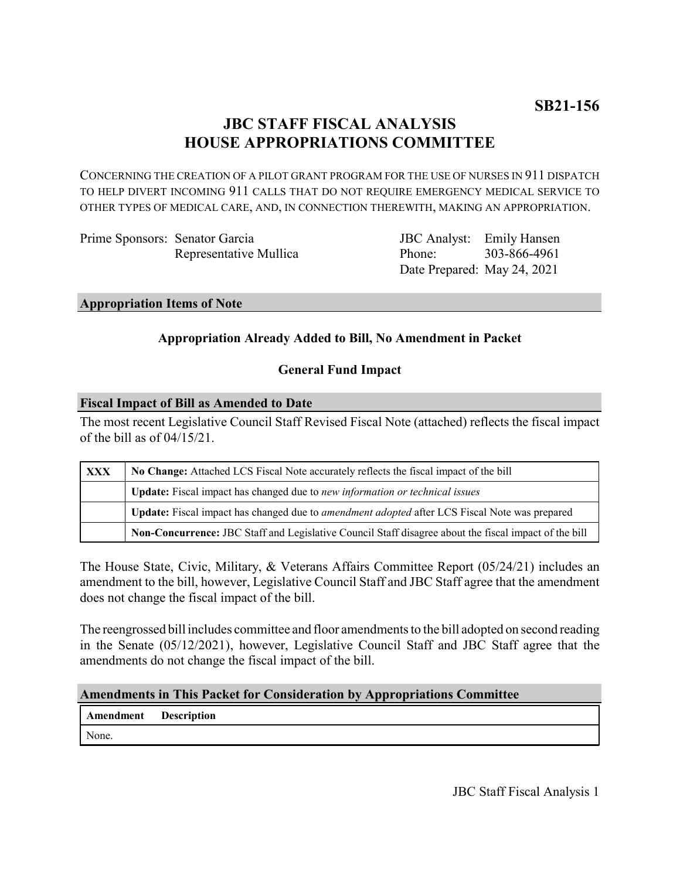**SB21-156**

# JBC STAFF FISCAL ANALYSIS
# HOUSE APPROPRIATIONS COMMITTEE

CONCERNING THE CREATION OF A PILOT GRANT PROGRAM FOR THE USE OF NURSES IN 911 DISPATCH TO HELP DIVERT INCOMING 911 CALLS THAT DO NOT REQUIRE EMERGENCY MEDICAL SERVICE TO OTHER TYPES OF MEDICAL CARE, AND, IN CONNECTION THEREWITH, MAKING AN APPROPRIATION.

| | | | |
|---|---|---|---|
| Prime Sponsors: | Senator Garcia<br>Representative Mullica | JBC Analyst:<br>Phone:<br>Date Prepared: | Emily Hansen<br>303-866-4961<br>May 24, 2021 |

## Appropriation Items of Note

**Appropriation Already Added to Bill, No Amendment in Packet**

**General Fund Impact**

## Fiscal Impact of Bill as Amended to Date

The most recent Legislative Council Staff Revised Fiscal Note (attached) reflects the fiscal impact of the bill as of 04/15/21.

| | |
|---|---|
| **XXX** | **No Change:** Attached LCS Fiscal Note accurately reflects the fiscal impact of the bill |
| | **Update:** Fiscal impact has changed due to *new information or technical issues* |
| | **Update:** Fiscal impact has changed due to *amendment adopted* after LCS Fiscal Note was prepared |
| | **Non-Concurrence:** JBC Staff and Legislative Council Staff disagree about the fiscal impact of the bill |

The House State, Civic, Military, & Veterans Affairs Committee Report (05/24/21) includes an amendment to the bill, however, Legislative Council Staff and JBC Staff agree that the amendment does not change the fiscal impact of the bill.

The reengrossed bill includes committee and floor amendments to the bill adopted on second reading in the Senate (05/12/2021), however, Legislative Council Staff and JBC Staff agree that the amendments do not change the fiscal impact of the bill.

## Amendments in This Packet for Consideration by Appropriations Committee

| Amendment | Description |
|---|---|
| None. | |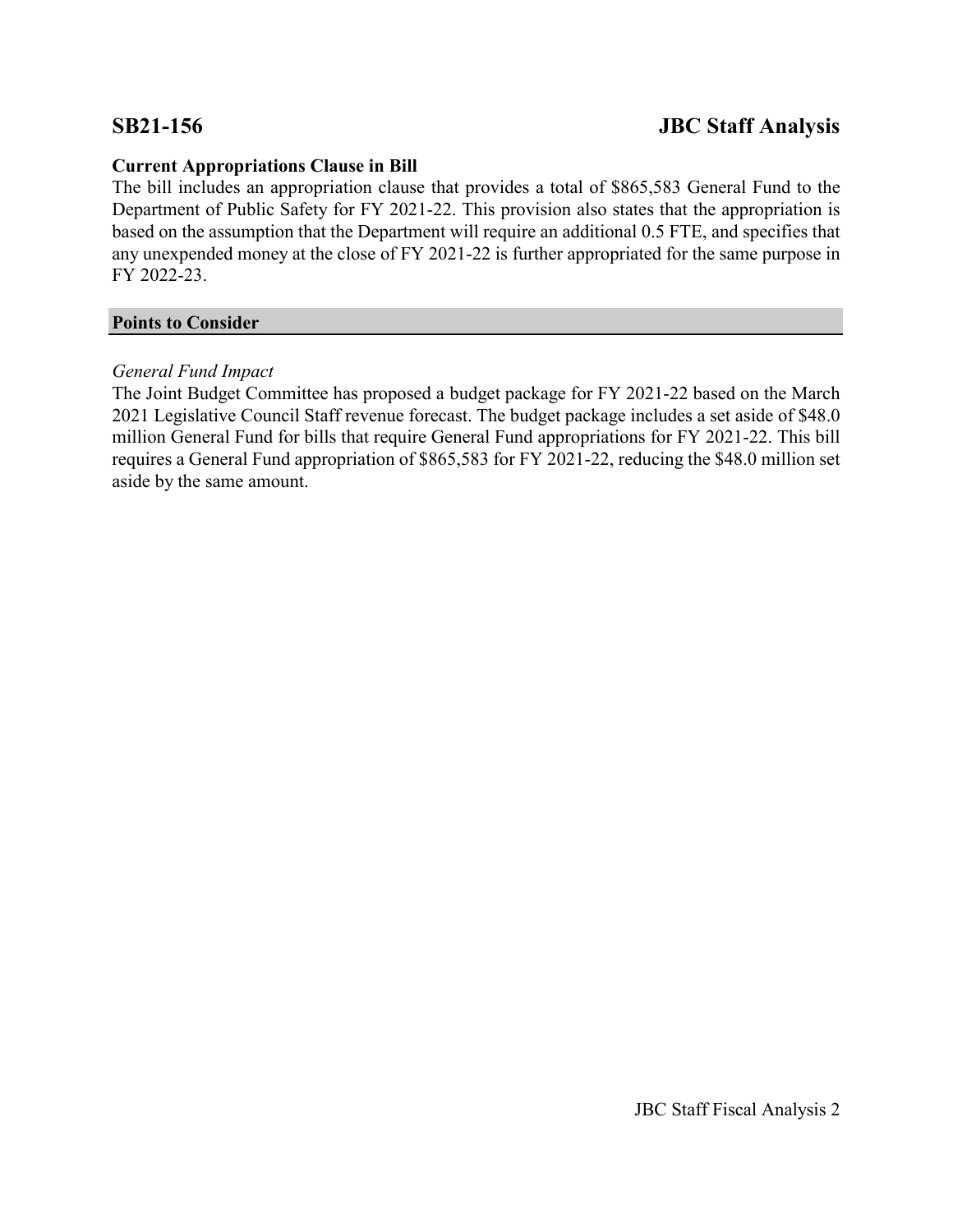**Current Appropriations Clause in Bill**

The bill includes an appropriation clause that provides a total of $865,583 General Fund to the Department of Public Safety for FY 2021-22. This provision also states that the appropriation is based on the assumption that the Department will require an additional 0.5 FTE, and specifies that any unexpended money at the close of FY 2021-22 is further appropriated for the same purpose in FY 2022-23.

## Points to Consider

*General Fund Impact*

The Joint Budget Committee has proposed a budget package for FY 2021-22 based on the March 2021 Legislative Council Staff revenue forecast. The budget package includes a set aside of $48.0 million General Fund for bills that require General Fund appropriations for FY 2021-22. This bill requires a General Fund appropriation of $865,583 for FY 2021-22, reducing the $48.0 million set aside by the same amount.